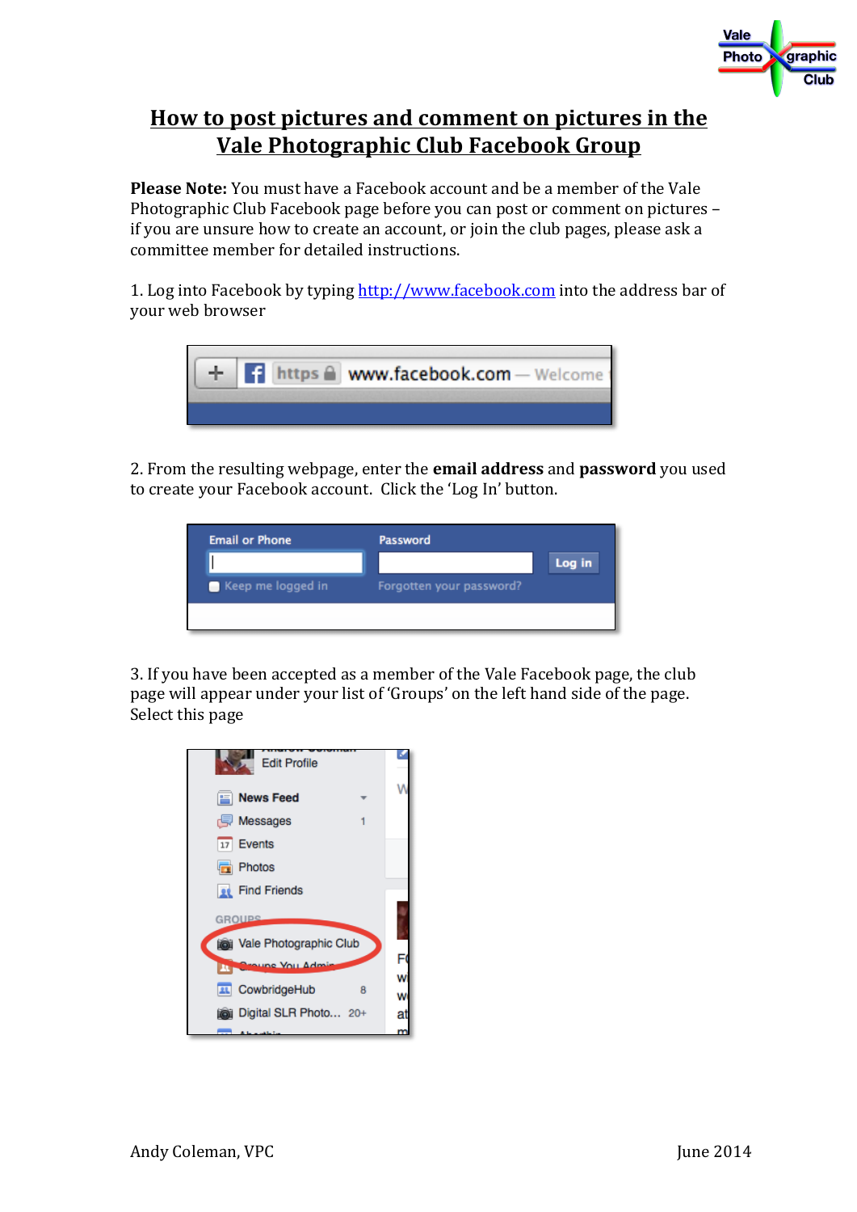# How to post pictures and comment on pictures in the Vale Photographic Club Facebook Group

**Please Note:** You must have a Facebook account and be a member of the Vale Photographic Club Facebook page before you can post or comment on pictures – if you are unsure how to create an account, or join the club pages, please ask a committee member for detailed instructions.

1. Log into Facebook by typing http://www.facebook.com into the address bar of your web browser

2. From the resulting webpage, enter the **email address** and **password** you used to create your Facebook account. Click the 'Log In' button.

3. If you have been accepted as a member of the Vale Facebook page, the club page will appear under your list of 'Groups' on the left hand side of the page. Select this page

Andy Coleman, VPC June 2014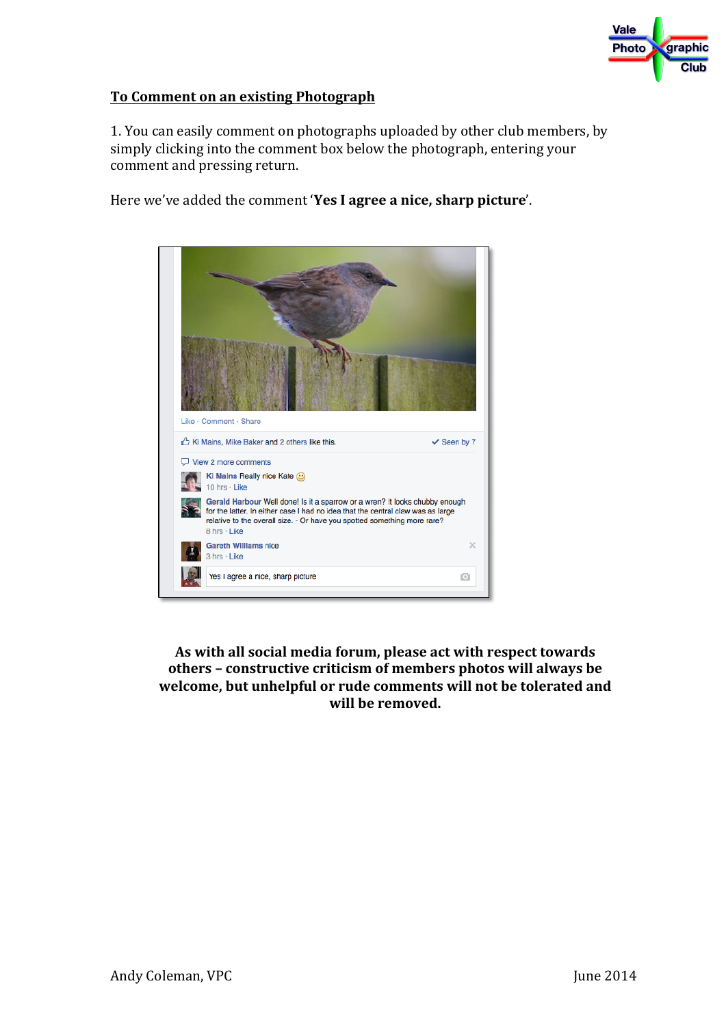## To Comment on an existing Photograph

1. You can easily comment on photographs uploaded by other club members, by simply clicking into the comment box below the photograph, entering your comment and pressing return.

Here we've added the comment '**Yes I agree a nice, sharp picture**'.

**As with all social media forum, please act with respect towards others – constructive criticism of members photos will always be welcome, but unhelpful or rude comments will not be tolerated and will be removed.**

Andy Coleman, VPC June 2014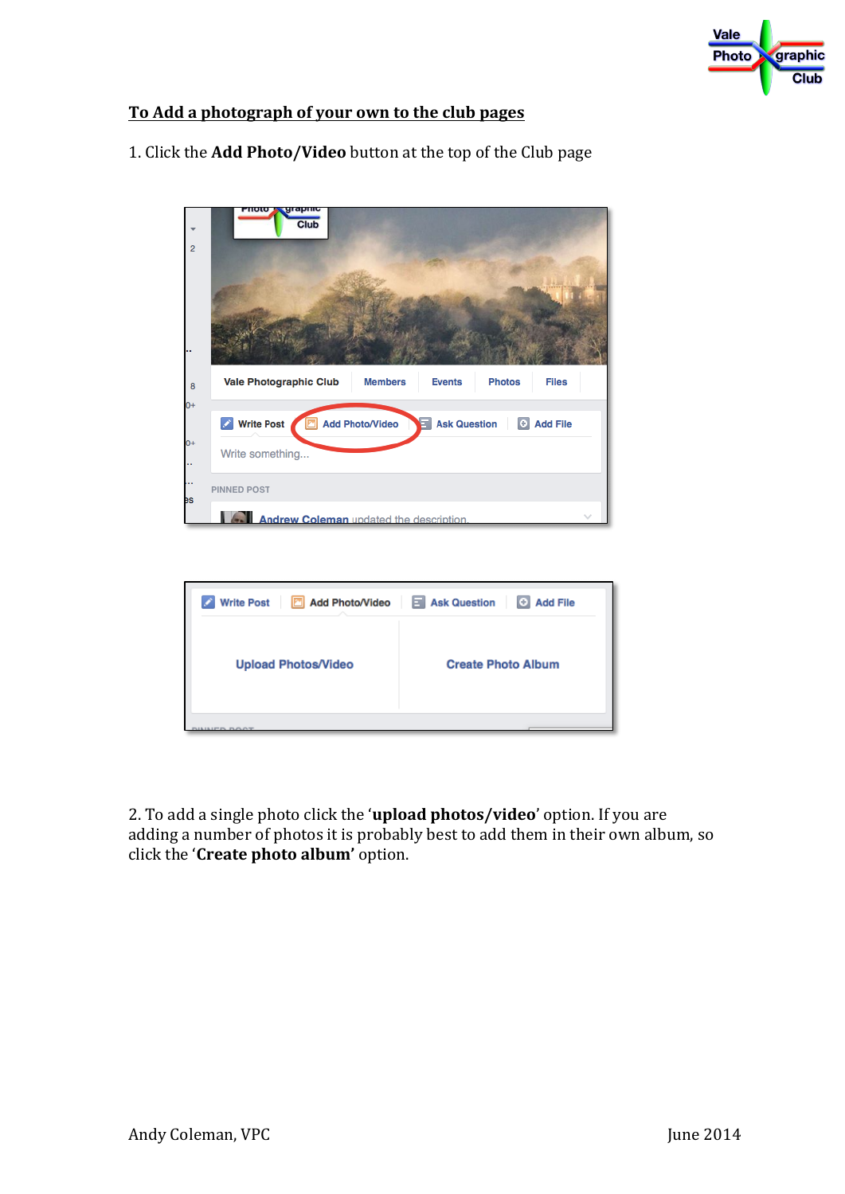**To Add a photograph of your own to the club pages**

1. Click the **Add Photo/Video** button at the top of the Club page

2. To add a single photo click the '**upload photos/video**' option. If you are adding a number of photos it is probably best to add them in their own album, so click the '**Create photo album**' option.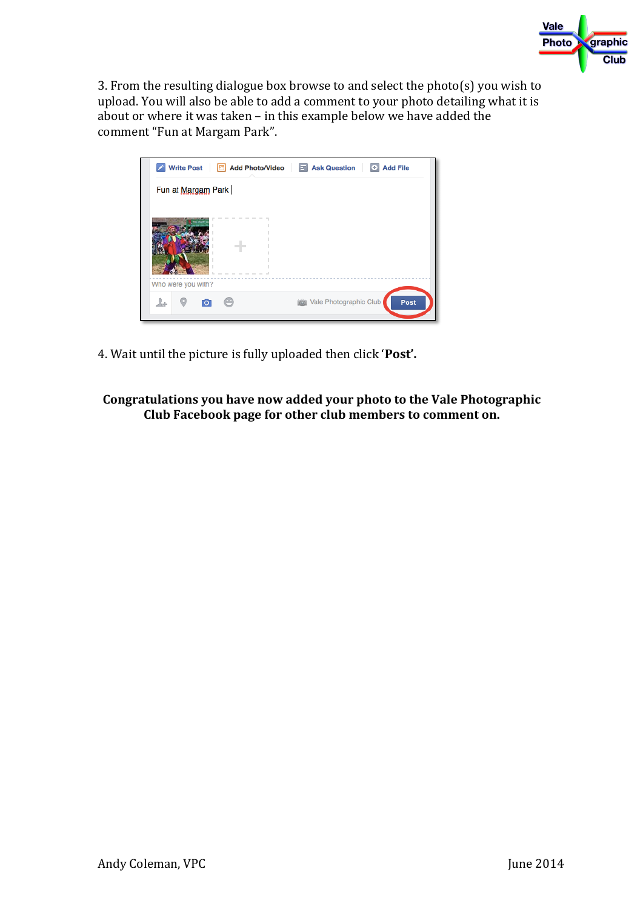3. From the resulting dialogue box browse to and select the photo(s) you wish to upload. You will also be able to add a comment to your photo detailing what it is about or where it was taken – in this example below we have added the comment "Fun at Margam Park".

4. Wait until the picture is fully uploaded then click '**Post'.**

**Congratulations you have now added your photo to the Vale Photographic Club Facebook page for other club members to comment on.**

Andy Coleman, VPC June 2014